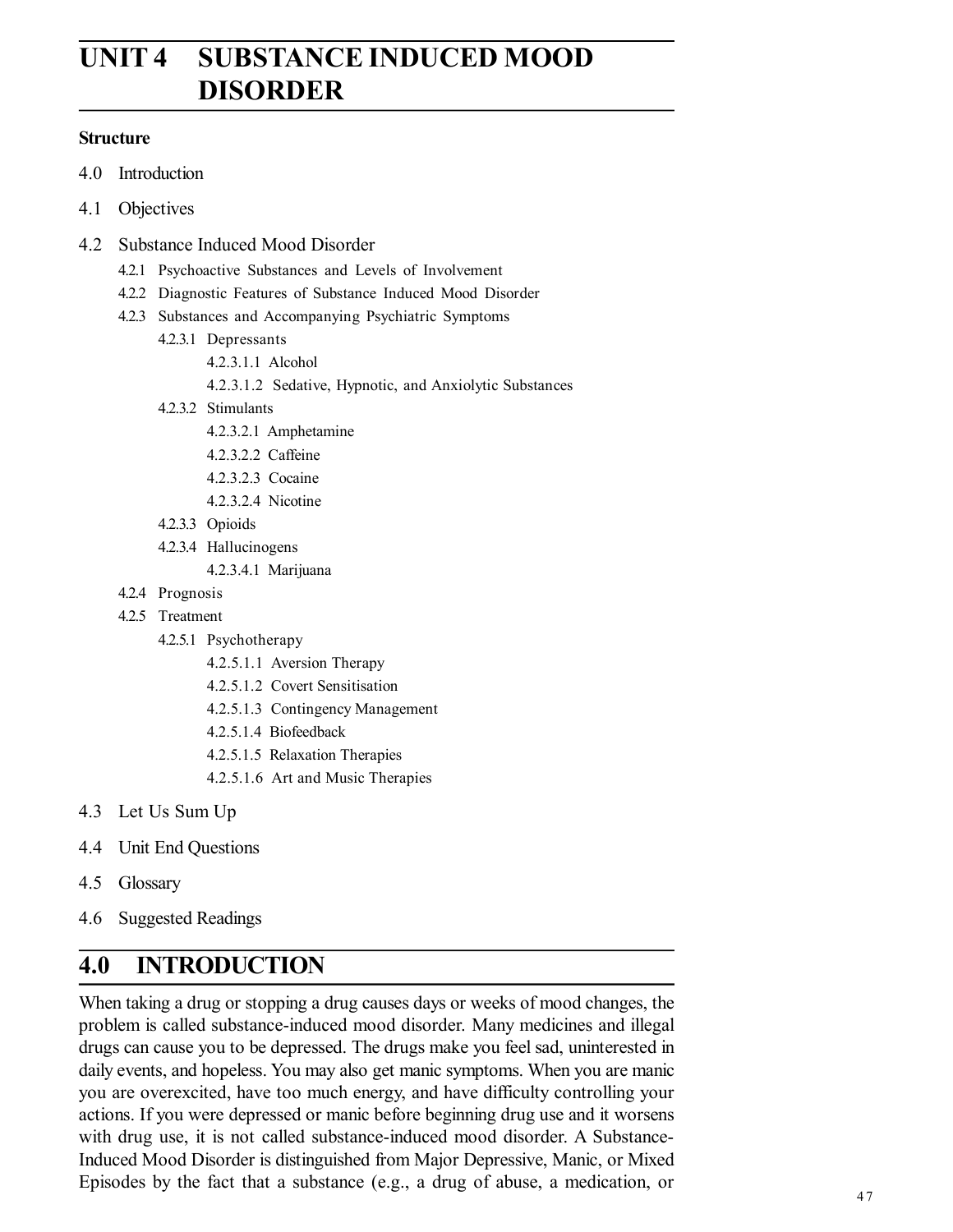# UNIT 4 SUBSTANCE INDUCED MOOD DISORDER

**Structure**

4.0 Introduction

4.1 Objectives

4.2 Substance Induced Mood Disorder

- 4.2.1 Psychoactive Substances and Levels of Involvement
- 4.2.2 Diagnostic Features of Substance Induced Mood Disorder
- 4.2.3 Substances and Accompanying Psychiatric Symptoms
  - 4.2.3.1 Depressants
    - 4.2.3.1.1 Alcohol
    - 4.2.3.1.2 Sedative, Hypnotic, and Anxiolytic Substances
  - 4.2.3.2 Stimulants
    - 4.2.3.2.1 Amphetamine
    - 4.2.3.2.2 Caffeine
    - 4.2.3.2.3 Cocaine
    - 4.2.3.2.4 Nicotine
  - 4.2.3.3 Opioids
  - 4.2.3.4 Hallucinogens
    - 4.2.3.4.1 Marijuana
- 4.2.4 Prognosis
- 4.2.5 Treatment
  - 4.2.5.1 Psychotherapy
    - 4.2.5.1.1 Aversion Therapy
    - 4.2.5.1.2 Covert Sensitisation
    - 4.2.5.1.3 Contingency Management
    - 4.2.5.1.4 Biofeedback
    - 4.2.5.1.5 Relaxation Therapies
    - 4.2.5.1.6 Art and Music Therapies

4.3 Let Us Sum Up

4.4 Unit End Questions

4.5 Glossary

4.6 Suggested Readings

## 4.0 INTRODUCTION

When taking a drug or stopping a drug causes days or weeks of mood changes, the problem is called substance-induced mood disorder. Many medicines and illegal drugs can cause you to be depressed. The drugs make you feel sad, uninterested in daily events, and hopeless. You may also get manic symptoms. When you are manic you are overexcited, have too much energy, and have difficulty controlling your actions. If you were depressed or manic before beginning drug use and it worsens with drug use, it is not called substance-induced mood disorder. A Substance-Induced Mood Disorder is distinguished from Major Depressive, Manic, or Mixed Episodes by the fact that a substance (e.g., a drug of abuse, a medication, or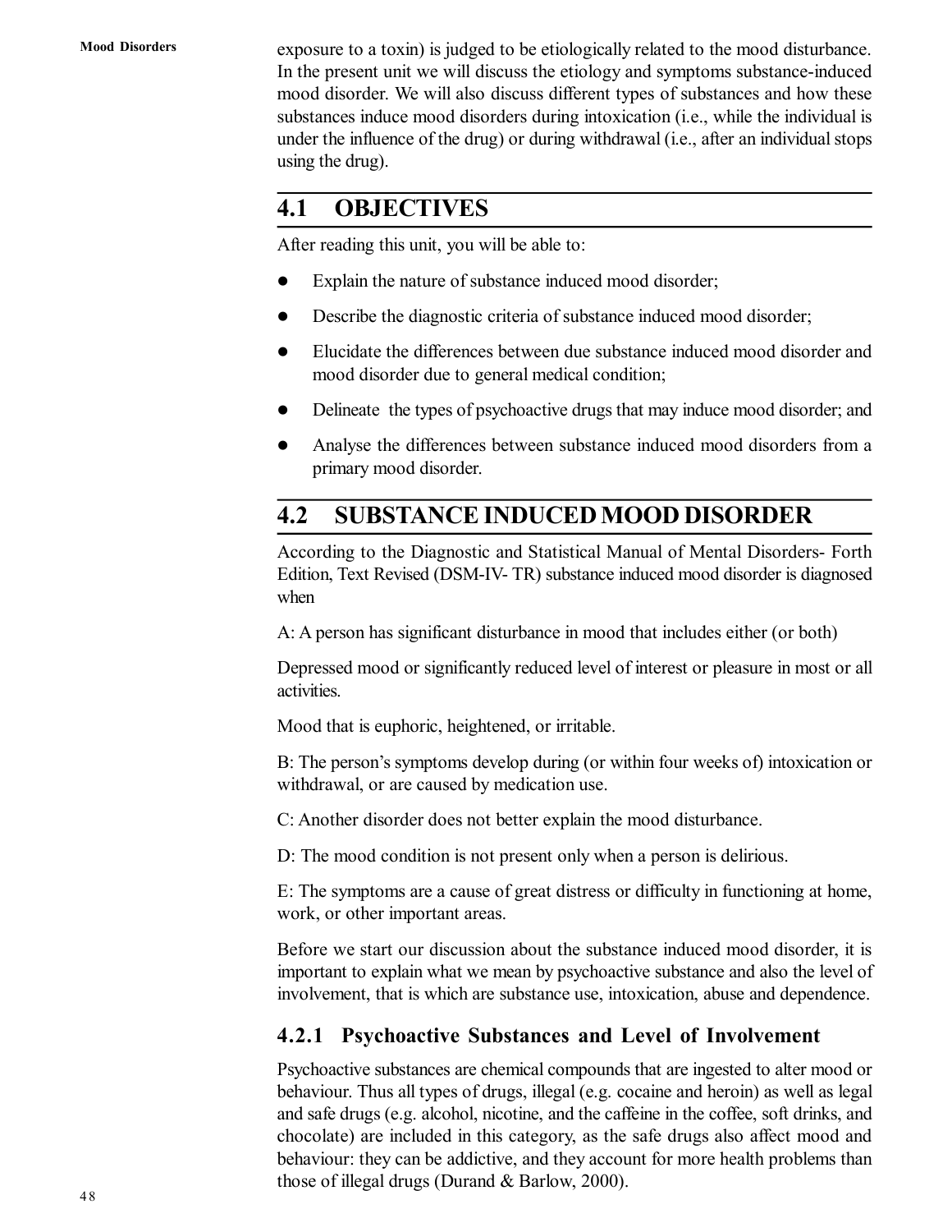exposure to a toxin) is judged to be etiologically related to the mood disturbance. In the present unit we will discuss the etiology and symptoms substance-induced mood disorder. We will also discuss different types of substances and how these substances induce mood disorders during intoxication (i.e., while the individual is under the influence of the drug) or during withdrawal (i.e., after an individual stops using the drug).

## 4.1 OBJECTIVES

After reading this unit, you will be able to:

- Explain the nature of substance induced mood disorder;
- Describe the diagnostic criteria of substance induced mood disorder;
- Elucidate the differences between due substance induced mood disorder and mood disorder due to general medical condition;
- Delineate the types of psychoactive drugs that may induce mood disorder; and
- Analyse the differences between substance induced mood disorders from a primary mood disorder.

## 4.2 SUBSTANCE INDUCED MOOD DISORDER

According to the Diagnostic and Statistical Manual of Mental Disorders- Forth Edition, Text Revised (DSM-IV- TR) substance induced mood disorder is diagnosed when

A: A person has significant disturbance in mood that includes either (or both)

Depressed mood or significantly reduced level of interest or pleasure in most or all activities.

Mood that is euphoric, heightened, or irritable.

B: The person's symptoms develop during (or within four weeks of) intoxication or withdrawal, or are caused by medication use.

C: Another disorder does not better explain the mood disturbance.

D: The mood condition is not present only when a person is delirious.

E: The symptoms are a cause of great distress or difficulty in functioning at home, work, or other important areas.

Before we start our discussion about the substance induced mood disorder, it is important to explain what we mean by psychoactive substance and also the level of involvement, that is which are substance use, intoxication, abuse and dependence.

### 4.2.1 Psychoactive Substances and Level of Involvement

Psychoactive substances are chemical compounds that are ingested to alter mood or behaviour. Thus all types of drugs, illegal (e.g. cocaine and heroin) as well as legal and safe drugs (e.g. alcohol, nicotine, and the caffeine in the coffee, soft drinks, and chocolate) are included in this category, as the safe drugs also affect mood and behaviour: they can be addictive, and they account for more health problems than those of illegal drugs (Durand & Barlow, 2000).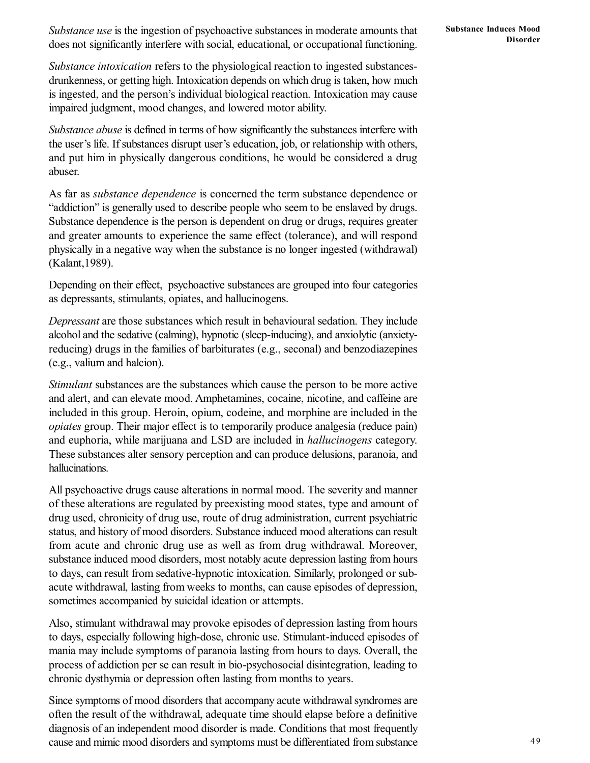*Substance use* is the ingestion of psychoactive substances in moderate amounts that does not significantly interfere with social, educational, or occupational functioning.

*Substance intoxication* refers to the physiological reaction to ingested substances-drunkenness, or getting high. Intoxication depends on which drug is taken, how much is ingested, and the person's individual biological reaction. Intoxication may cause impaired judgment, mood changes, and lowered motor ability.

*Substance abuse* is defined in terms of how significantly the substances interfere with the user's life. If substances disrupt user's education, job, or relationship with others, and put him in physically dangerous conditions, he would be considered a drug abuser.

As far as *substance dependence* is concerned the term substance dependence or "addiction" is generally used to describe people who seem to be enslaved by drugs. Substance dependence is the person is dependent on drug or drugs, requires greater and greater amounts to experience the same effect (tolerance), and will respond physically in a negative way when the substance is no longer ingested (withdrawal) (Kalant,1989).

Depending on their effect, psychoactive substances are grouped into four categories as depressants, stimulants, opiates, and hallucinogens.

*Depressant* are those substances which result in behavioural sedation. They include alcohol and the sedative (calming), hypnotic (sleep-inducing), and anxiolytic (anxiety-reducing) drugs in the families of barbiturates (e.g., seconal) and benzodiazepines (e.g., valium and halcion).

*Stimulant* substances are the substances which cause the person to be more active and alert, and can elevate mood. Amphetamines, cocaine, nicotine, and caffeine are included in this group. Heroin, opium, codeine, and morphine are included in the *opiates* group. Their major effect is to temporarily produce analgesia (reduce pain) and euphoria, while marijuana and LSD are included in *hallucinogens* category. These substances alter sensory perception and can produce delusions, paranoia, and hallucinations.

All psychoactive drugs cause alterations in normal mood. The severity and manner of these alterations are regulated by preexisting mood states, type and amount of drug used, chronicity of drug use, route of drug administration, current psychiatric status, and history of mood disorders. Substance induced mood alterations can result from acute and chronic drug use as well as from drug withdrawal. Moreover, substance induced mood disorders, most notably acute depression lasting from hours to days, can result from sedative-hypnotic intoxication. Similarly, prolonged or sub-acute withdrawal, lasting from weeks to months, can cause episodes of depression, sometimes accompanied by suicidal ideation or attempts.

Also, stimulant withdrawal may provoke episodes of depression lasting from hours to days, especially following high-dose, chronic use. Stimulant-induced episodes of mania may include symptoms of paranoia lasting from hours to days. Overall, the process of addiction per se can result in bio-psychosocial disintegration, leading to chronic dysthymia or depression often lasting from months to years.

Since symptoms of mood disorders that accompany acute withdrawal syndromes are often the result of the withdrawal, adequate time should elapse before a definitive diagnosis of an independent mood disorder is made. Conditions that most frequently cause and mimic mood disorders and symptoms must be differentiated from substance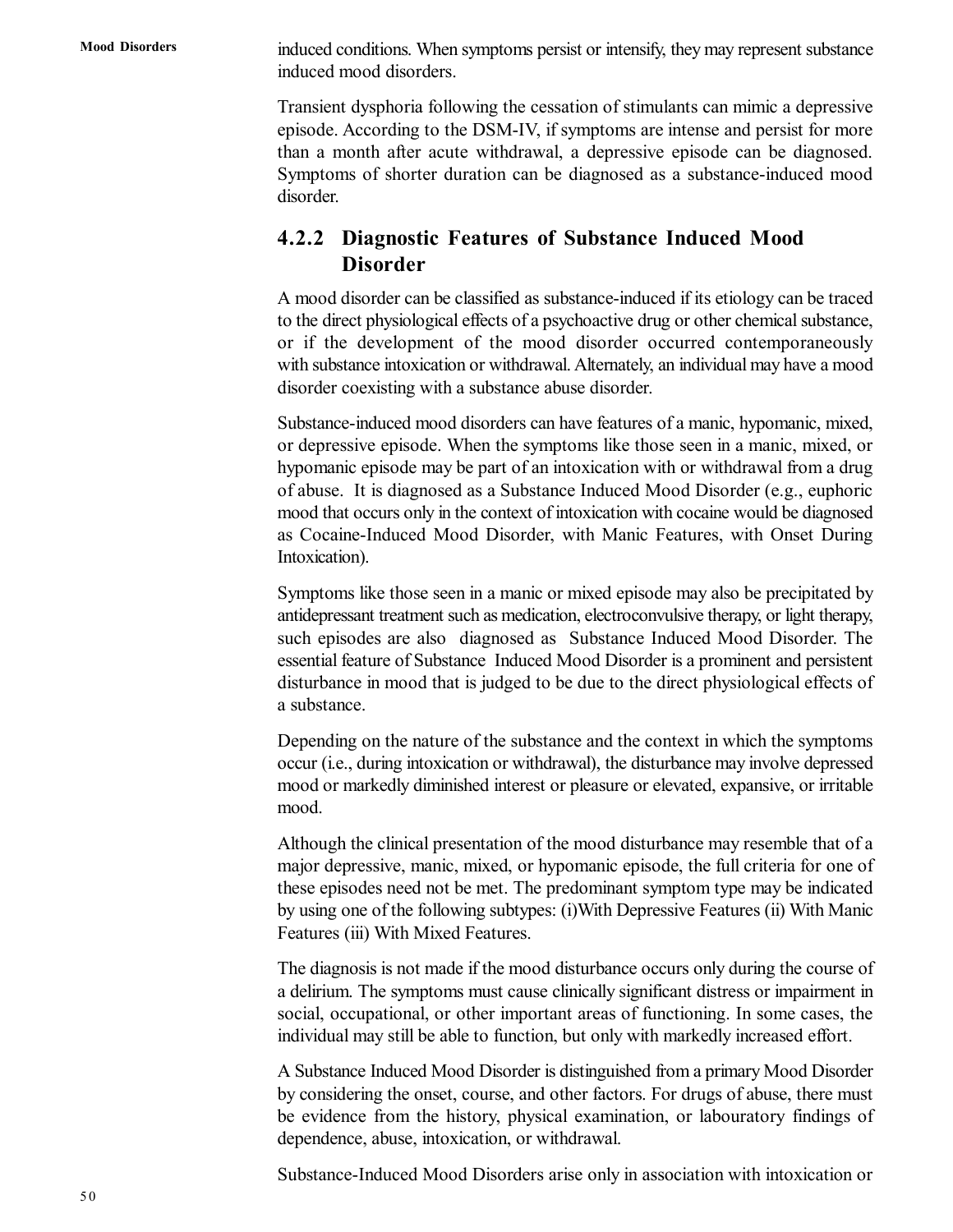induced conditions. When symptoms persist or intensify, they may represent substance induced mood disorders.

Transient dysphoria following the cessation of stimulants can mimic a depressive episode. According to the DSM-IV, if symptoms are intense and persist for more than a month after acute withdrawal, a depressive episode can be diagnosed. Symptoms of shorter duration can be diagnosed as a substance-induced mood disorder.

### 4.2.2 Diagnostic Features of Substance Induced Mood Disorder

A mood disorder can be classified as substance-induced if its etiology can be traced to the direct physiological effects of a psychoactive drug or other chemical substance, or if the development of the mood disorder occurred contemporaneously with substance intoxication or withdrawal. Alternately, an individual may have a mood disorder coexisting with a substance abuse disorder.

Substance-induced mood disorders can have features of a manic, hypomanic, mixed, or depressive episode. When the symptoms like those seen in a manic, mixed, or hypomanic episode may be part of an intoxication with or withdrawal from a drug of abuse. It is diagnosed as a Substance Induced Mood Disorder (e.g., euphoric mood that occurs only in the context of intoxication with cocaine would be diagnosed as Cocaine-Induced Mood Disorder, with Manic Features, with Onset During Intoxication).

Symptoms like those seen in a manic or mixed episode may also be precipitated by antidepressant treatment such as medication, electroconvulsive therapy, or light therapy, such episodes are also diagnosed as Substance Induced Mood Disorder. The essential feature of Substance Induced Mood Disorder is a prominent and persistent disturbance in mood that is judged to be due to the direct physiological effects of a substance.

Depending on the nature of the substance and the context in which the symptoms occur (i.e., during intoxication or withdrawal), the disturbance may involve depressed mood or markedly diminished interest or pleasure or elevated, expansive, or irritable mood.

Although the clinical presentation of the mood disturbance may resemble that of a major depressive, manic, mixed, or hypomanic episode, the full criteria for one of these episodes need not be met. The predominant symptom type may be indicated by using one of the following subtypes: (i)With Depressive Features (ii) With Manic Features (iii) With Mixed Features.

The diagnosis is not made if the mood disturbance occurs only during the course of a delirium. The symptoms must cause clinically significant distress or impairment in social, occupational, or other important areas of functioning. In some cases, the individual may still be able to function, but only with markedly increased effort.

A Substance Induced Mood Disorder is distinguished from a primary Mood Disorder by considering the onset, course, and other factors. For drugs of abuse, there must be evidence from the history, physical examination, or labouratory findings of dependence, abuse, intoxication, or withdrawal.

Substance-Induced Mood Disorders arise only in association with intoxication or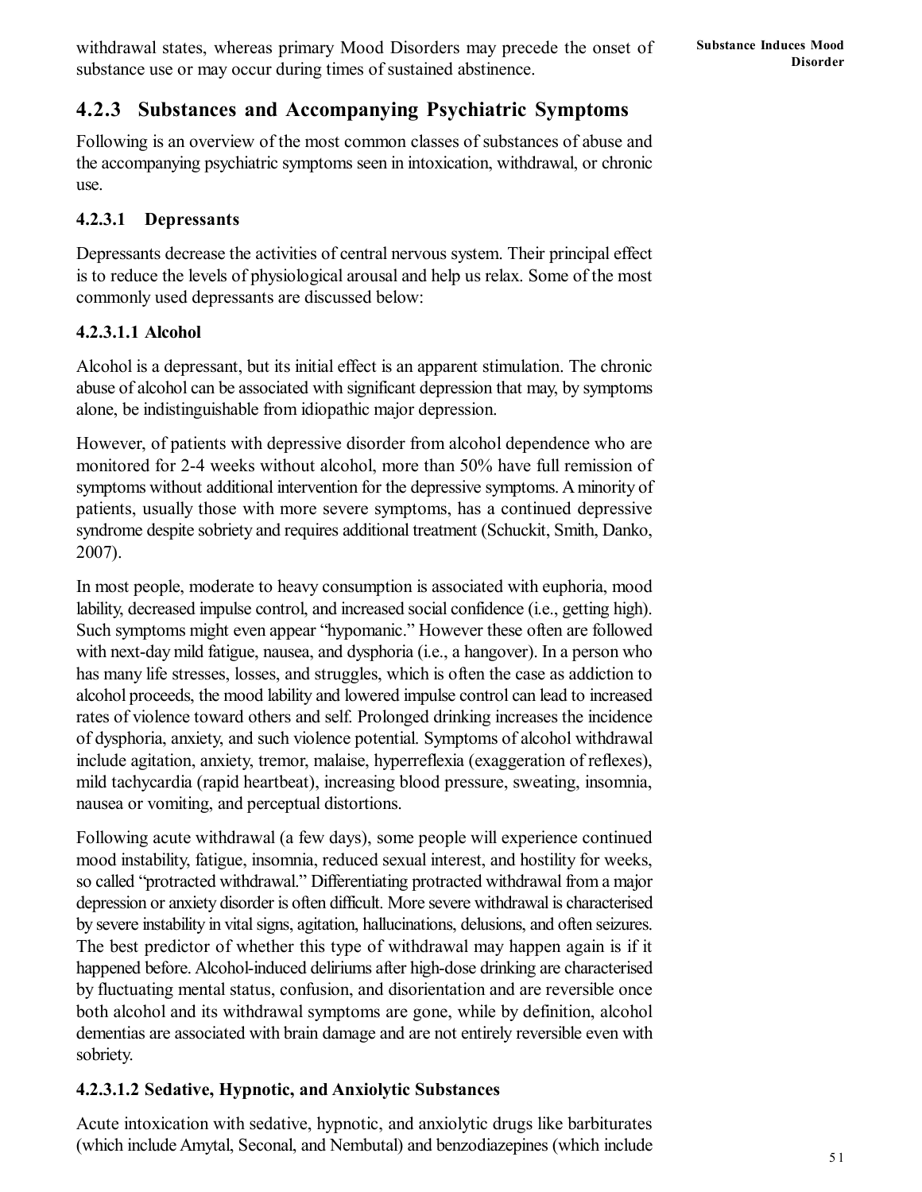withdrawal states, whereas primary Mood Disorders may precede the onset of substance use or may occur during times of sustained abstinence.

## 4.2.3 Substances and Accompanying Psychiatric Symptoms

Following is an overview of the most common classes of substances of abuse and the accompanying psychiatric symptoms seen in intoxication, withdrawal, or chronic use.

### 4.2.3.1 Depressants

Depressants decrease the activities of central nervous system. Their principal effect is to reduce the levels of physiological arousal and help us relax. Some of the most commonly used depressants are discussed below:

#### 4.2.3.1.1 Alcohol

Alcohol is a depressant, but its initial effect is an apparent stimulation. The chronic abuse of alcohol can be associated with significant depression that may, by symptoms alone, be indistinguishable from idiopathic major depression.

However, of patients with depressive disorder from alcohol dependence who are monitored for 2-4 weeks without alcohol, more than 50% have full remission of symptoms without additional intervention for the depressive symptoms. A minority of patients, usually those with more severe symptoms, has a continued depressive syndrome despite sobriety and requires additional treatment (Schuckit, Smith, Danko, 2007).

In most people, moderate to heavy consumption is associated with euphoria, mood lability, decreased impulse control, and increased social confidence (i.e., getting high). Such symptoms might even appear "hypomanic." However these often are followed with next-day mild fatigue, nausea, and dysphoria (i.e., a hangover). In a person who has many life stresses, losses, and struggles, which is often the case as addiction to alcohol proceeds, the mood lability and lowered impulse control can lead to increased rates of violence toward others and self. Prolonged drinking increases the incidence of dysphoria, anxiety, and such violence potential. Symptoms of alcohol withdrawal include agitation, anxiety, tremor, malaise, hyperreflexia (exaggeration of reflexes), mild tachycardia (rapid heartbeat), increasing blood pressure, sweating, insomnia, nausea or vomiting, and perceptual distortions.

Following acute withdrawal (a few days), some people will experience continued mood instability, fatigue, insomnia, reduced sexual interest, and hostility for weeks, so called "protracted withdrawal." Differentiating protracted withdrawal from a major depression or anxiety disorder is often difficult. More severe withdrawal is characterised by severe instability in vital signs, agitation, hallucinations, delusions, and often seizures. The best predictor of whether this type of withdrawal may happen again is if it happened before. Alcohol-induced deliriums after high-dose drinking are characterised by fluctuating mental status, confusion, and disorientation and are reversible once both alcohol and its withdrawal symptoms are gone, while by definition, alcohol dementias are associated with brain damage and are not entirely reversible even with sobriety.

#### 4.2.3.1.2 Sedative, Hypnotic, and Anxiolytic Substances

Acute intoxication with sedative, hypnotic, and anxiolytic drugs like barbiturates (which include Amytal, Seconal, and Nembutal) and benzodiazepines (which include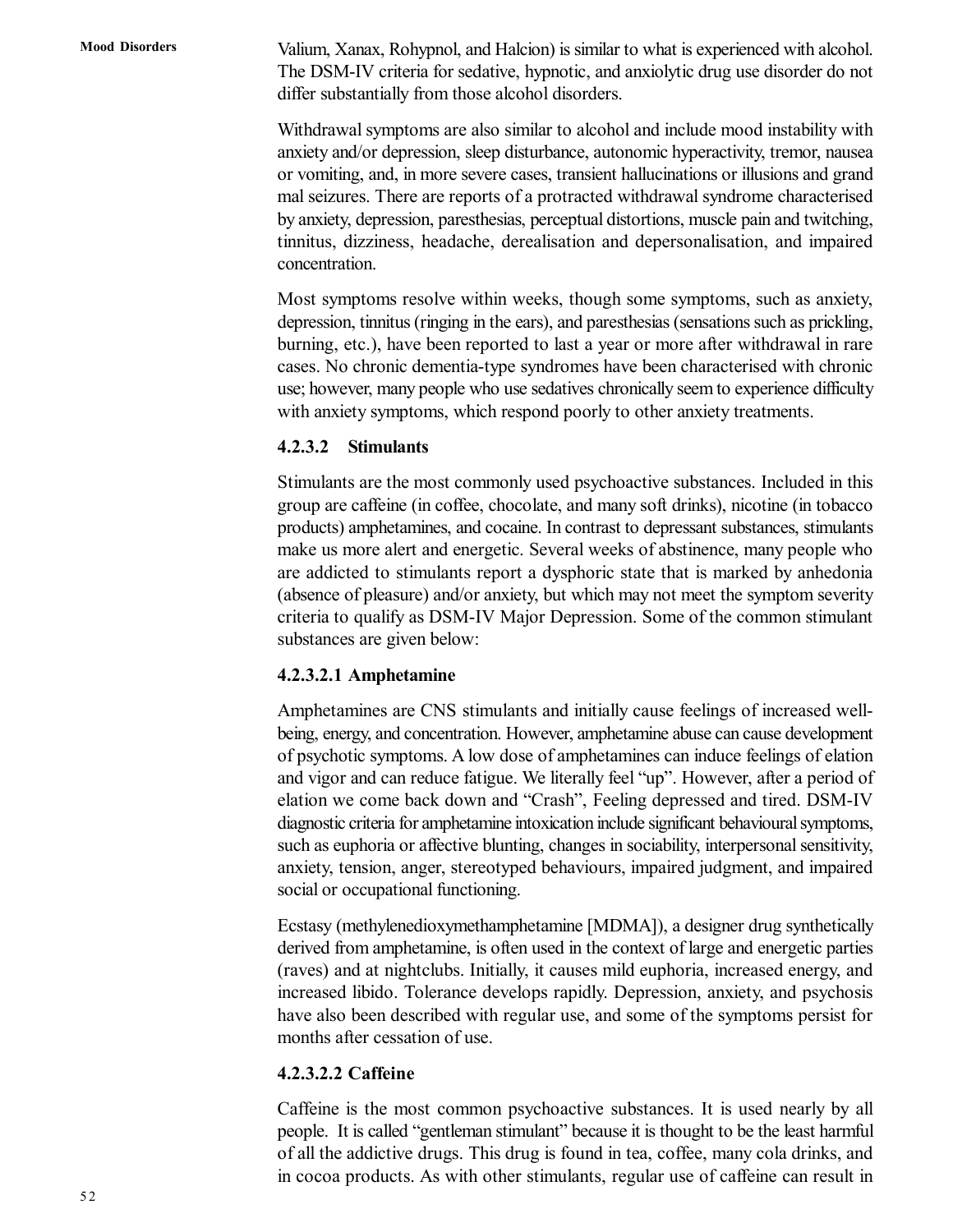Valium, Xanax, Rohypnol, and Halcion) is similar to what is experienced with alcohol. The DSM-IV criteria for sedative, hypnotic, and anxiolytic drug use disorder do not differ substantially from those alcohol disorders.

Withdrawal symptoms are also similar to alcohol and include mood instability with anxiety and/or depression, sleep disturbance, autonomic hyperactivity, tremor, nausea or vomiting, and, in more severe cases, transient hallucinations or illusions and grand mal seizures. There are reports of a protracted withdrawal syndrome characterised by anxiety, depression, paresthesias, perceptual distortions, muscle pain and twitching, tinnitus, dizziness, headache, derealisation and depersonalisation, and impaired concentration.

Most symptoms resolve within weeks, though some symptoms, such as anxiety, depression, tinnitus (ringing in the ears), and paresthesias (sensations such as prickling, burning, etc.), have been reported to last a year or more after withdrawal in rare cases. No chronic dementia-type syndromes have been characterised with chronic use; however, many people who use sedatives chronically seem to experience difficulty with anxiety symptoms, which respond poorly to other anxiety treatments.

#### 4.2.3.2 Stimulants

Stimulants are the most commonly used psychoactive substances. Included in this group are caffeine (in coffee, chocolate, and many soft drinks), nicotine (in tobacco products) amphetamines, and cocaine. In contrast to depressant substances, stimulants make us more alert and energetic. Several weeks of abstinence, many people who are addicted to stimulants report a dysphoric state that is marked by anhedonia (absence of pleasure) and/or anxiety, but which may not meet the symptom severity criteria to qualify as DSM-IV Major Depression. Some of the common stimulant substances are given below:

##### 4.2.3.2.1 Amphetamine

Amphetamines are CNS stimulants and initially cause feelings of increased well-being, energy, and concentration. However, amphetamine abuse can cause development of psychotic symptoms. A low dose of amphetamines can induce feelings of elation and vigor and can reduce fatigue. We literally feel "up". However, after a period of elation we come back down and "Crash", Feeling depressed and tired. DSM-IV diagnostic criteria for amphetamine intoxication include significant behavioural symptoms, such as euphoria or affective blunting, changes in sociability, interpersonal sensitivity, anxiety, tension, anger, stereotyped behaviours, impaired judgment, and impaired social or occupational functioning.

Ecstasy (methylenedioxymethamphetamine [MDMA]), a designer drug synthetically derived from amphetamine, is often used in the context of large and energetic parties (raves) and at nightclubs. Initially, it causes mild euphoria, increased energy, and increased libido. Tolerance develops rapidly. Depression, anxiety, and psychosis have also been described with regular use, and some of the symptoms persist for months after cessation of use.

##### 4.2.3.2.2 Caffeine

Caffeine is the most common psychoactive substances. It is used nearly by all people. It is called "gentleman stimulant" because it is thought to be the least harmful of all the addictive drugs. This drug is found in tea, coffee, many cola drinks, and in cocoa products. As with other stimulants, regular use of caffeine can result in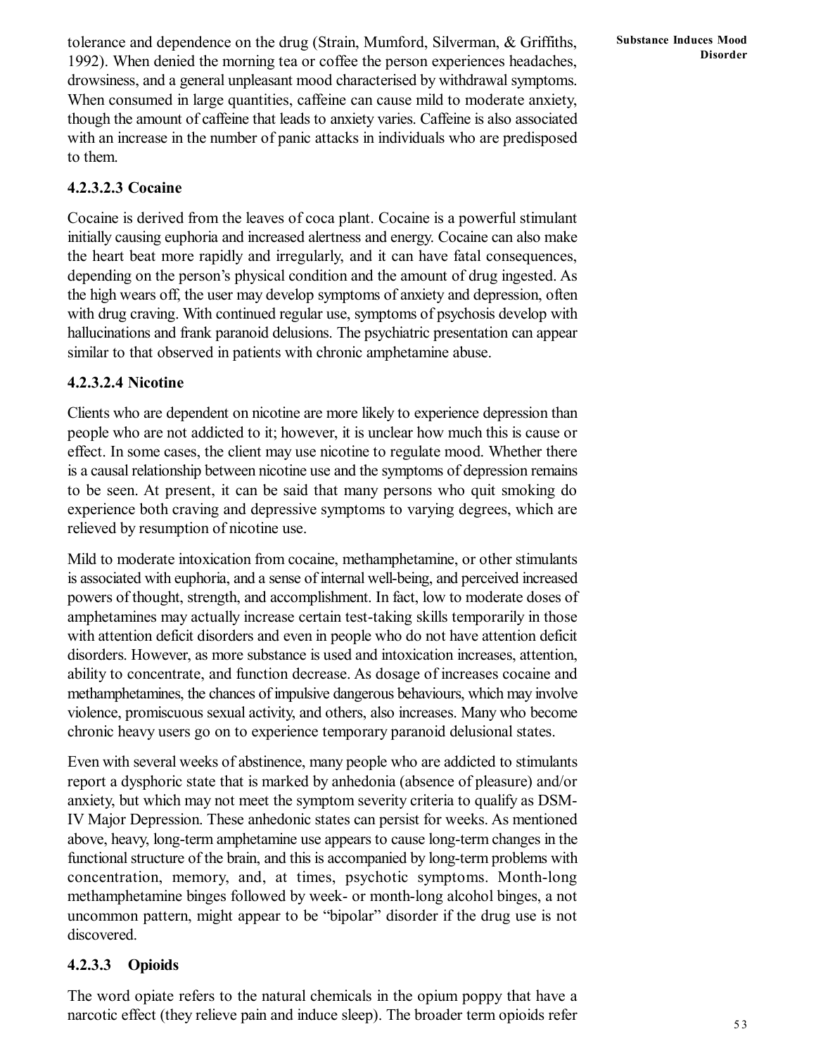tolerance and dependence on the drug (Strain, Mumford, Silverman, & Griffiths, 1992). When denied the morning tea or coffee the person experiences headaches, drowsiness, and a general unpleasant mood characterised by withdrawal symptoms. When consumed in large quantities, caffeine can cause mild to moderate anxiety, though the amount of caffeine that leads to anxiety varies. Caffeine is also associated with an increase in the number of panic attacks in individuals who are predisposed to them.

#### 4.2.3.2.3 Cocaine

Cocaine is derived from the leaves of coca plant. Cocaine is a powerful stimulant initially causing euphoria and increased alertness and energy. Cocaine can also make the heart beat more rapidly and irregularly, and it can have fatal consequences, depending on the person's physical condition and the amount of drug ingested. As the high wears off, the user may develop symptoms of anxiety and depression, often with drug craving. With continued regular use, symptoms of psychosis develop with hallucinations and frank paranoid delusions. The psychiatric presentation can appear similar to that observed in patients with chronic amphetamine abuse.

#### 4.2.3.2.4 Nicotine

Clients who are dependent on nicotine are more likely to experience depression than people who are not addicted to it; however, it is unclear how much this is cause or effect. In some cases, the client may use nicotine to regulate mood. Whether there is a causal relationship between nicotine use and the symptoms of depression remains to be seen. At present, it can be said that many persons who quit smoking do experience both craving and depressive symptoms to varying degrees, which are relieved by resumption of nicotine use.

Mild to moderate intoxication from cocaine, methamphetamine, or other stimulants is associated with euphoria, and a sense of internal well-being, and perceived increased powers of thought, strength, and accomplishment. In fact, low to moderate doses of amphetamines may actually increase certain test-taking skills temporarily in those with attention deficit disorders and even in people who do not have attention deficit disorders. However, as more substance is used and intoxication increases, attention, ability to concentrate, and function decrease. As dosage of increases cocaine and methamphetamines, the chances of impulsive dangerous behaviours, which may involve violence, promiscuous sexual activity, and others, also increases. Many who become chronic heavy users go on to experience temporary paranoid delusional states.

Even with several weeks of abstinence, many people who are addicted to stimulants report a dysphoric state that is marked by anhedonia (absence of pleasure) and/or anxiety, but which may not meet the symptom severity criteria to qualify as DSM-IV Major Depression. These anhedonic states can persist for weeks. As mentioned above, heavy, long-term amphetamine use appears to cause long-term changes in the functional structure of the brain, and this is accompanied by long-term problems with concentration, memory, and, at times, psychotic symptoms. Month-long methamphetamine binges followed by week- or month-long alcohol binges, a not uncommon pattern, might appear to be "bipolar" disorder if the drug use is not discovered.

### 4.2.3.3 Opioids

The word opiate refers to the natural chemicals in the opium poppy that have a narcotic effect (they relieve pain and induce sleep). The broader term opioids refer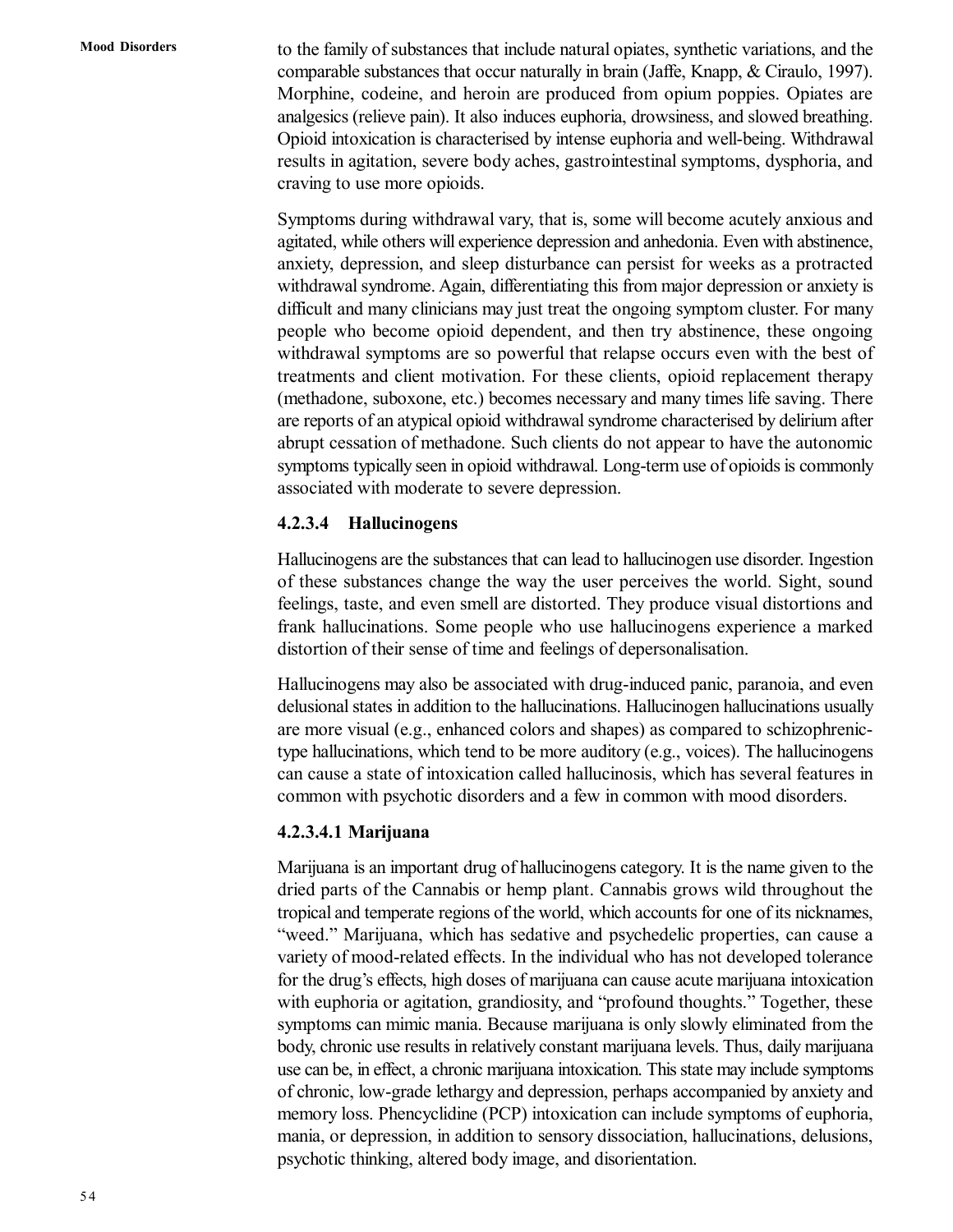to the family of substances that include natural opiates, synthetic variations, and the comparable substances that occur naturally in brain (Jaffe, Knapp, & Ciraulo, 1997). Morphine, codeine, and heroin are produced from opium poppies. Opiates are analgesics (relieve pain). It also induces euphoria, drowsiness, and slowed breathing. Opioid intoxication is characterised by intense euphoria and well-being. Withdrawal results in agitation, severe body aches, gastrointestinal symptoms, dysphoria, and craving to use more opioids.

Symptoms during withdrawal vary, that is, some will become acutely anxious and agitated, while others will experience depression and anhedonia. Even with abstinence, anxiety, depression, and sleep disturbance can persist for weeks as a protracted withdrawal syndrome. Again, differentiating this from major depression or anxiety is difficult and many clinicians may just treat the ongoing symptom cluster. For many people who become opioid dependent, and then try abstinence, these ongoing withdrawal symptoms are so powerful that relapse occurs even with the best of treatments and client motivation. For these clients, opioid replacement therapy (methadone, suboxone, etc.) becomes necessary and many times life saving. There are reports of an atypical opioid withdrawal syndrome characterised by delirium after abrupt cessation of methadone. Such clients do not appear to have the autonomic symptoms typically seen in opioid withdrawal. Long-term use of opioids is commonly associated with moderate to severe depression.

#### 4.2.3.4 Hallucinogens

Hallucinogens are the substances that can lead to hallucinogen use disorder. Ingestion of these substances change the way the user perceives the world. Sight, sound feelings, taste, and even smell are distorted. They produce visual distortions and frank hallucinations. Some people who use hallucinogens experience a marked distortion of their sense of time and feelings of depersonalisation.

Hallucinogens may also be associated with drug-induced panic, paranoia, and even delusional states in addition to the hallucinations. Hallucinogen hallucinations usually are more visual (e.g., enhanced colors and shapes) as compared to schizophrenic-type hallucinations, which tend to be more auditory (e.g., voices). The hallucinogens can cause a state of intoxication called hallucinosis, which has several features in common with psychotic disorders and a few in common with mood disorders.

##### 4.2.3.4.1 Marijuana

Marijuana is an important drug of hallucinogens category. It is the name given to the dried parts of the Cannabis or hemp plant. Cannabis grows wild throughout the tropical and temperate regions of the world, which accounts for one of its nicknames, "weed." Marijuana, which has sedative and psychedelic properties, can cause a variety of mood-related effects. In the individual who has not developed tolerance for the drug's effects, high doses of marijuana can cause acute marijuana intoxication with euphoria or agitation, grandiosity, and "profound thoughts." Together, these symptoms can mimic mania. Because marijuana is only slowly eliminated from the body, chronic use results in relatively constant marijuana levels. Thus, daily marijuana use can be, in effect, a chronic marijuana intoxication. This state may include symptoms of chronic, low-grade lethargy and depression, perhaps accompanied by anxiety and memory loss. Phencyclidine (PCP) intoxication can include symptoms of euphoria, mania, or depression, in addition to sensory dissociation, hallucinations, delusions, psychotic thinking, altered body image, and disorientation.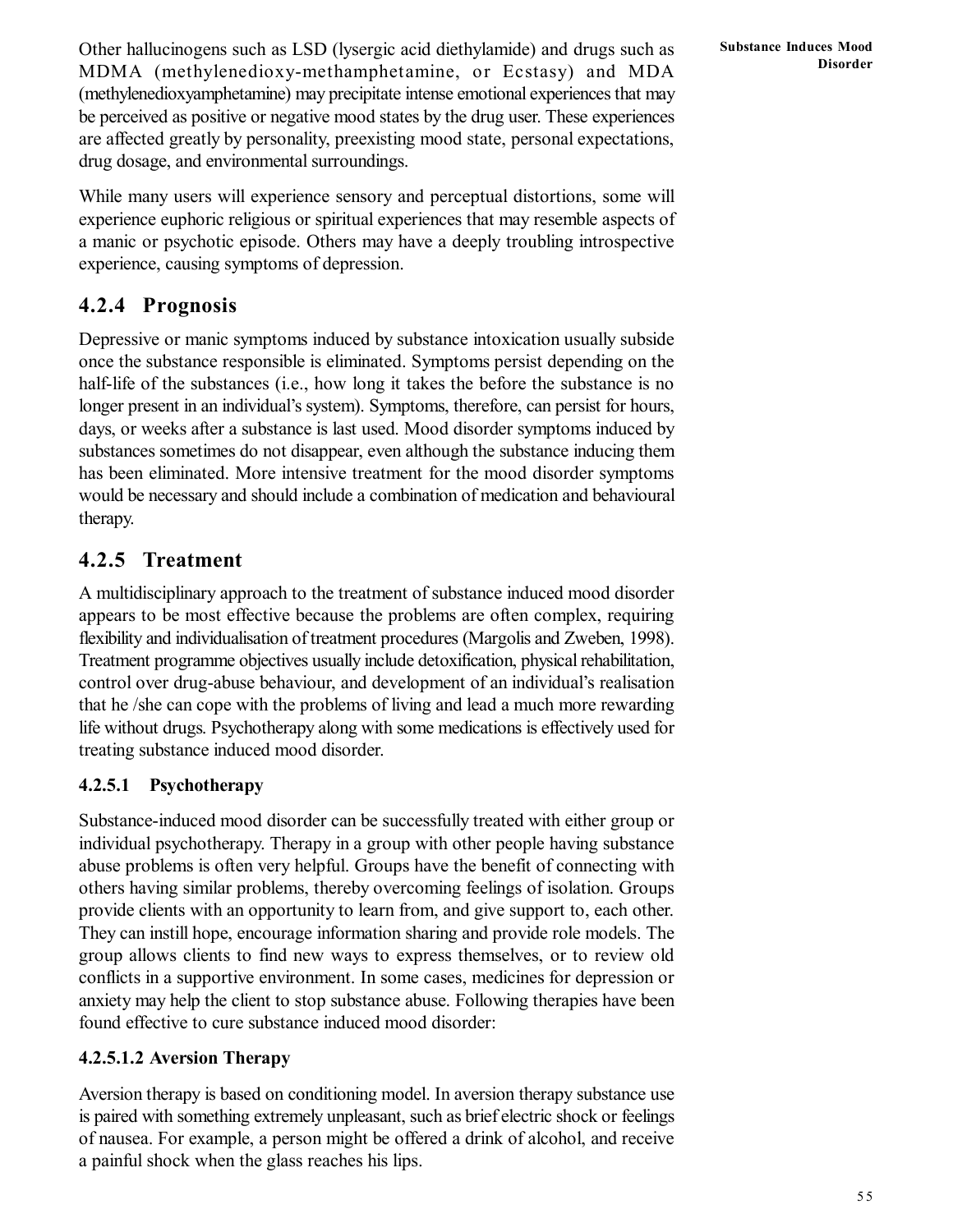Other hallucinogens such as LSD (lysergic acid diethylamide) and drugs such as MDMA (methylenedioxy-methamphetamine, or Ecstasy) and MDA (methylenedioxyamphetamine) may precipitate intense emotional experiences that may be perceived as positive or negative mood states by the drug user. These experiences are affected greatly by personality, preexisting mood state, personal expectations, drug dosage, and environmental surroundings.

While many users will experience sensory and perceptual distortions, some will experience euphoric religious or spiritual experiences that may resemble aspects of a manic or psychotic episode. Others may have a deeply troubling introspective experience, causing symptoms of depression.

## 4.2.4 Prognosis

Depressive or manic symptoms induced by substance intoxication usually subside once the substance responsible is eliminated. Symptoms persist depending on the half-life of the substances (i.e., how long it takes the before the substance is no longer present in an individual's system). Symptoms, therefore, can persist for hours, days, or weeks after a substance is last used. Mood disorder symptoms induced by substances sometimes do not disappear, even although the substance inducing them has been eliminated. More intensive treatment for the mood disorder symptoms would be necessary and should include a combination of medication and behavioural therapy.

## 4.2.5 Treatment

A multidisciplinary approach to the treatment of substance induced mood disorder appears to be most effective because the problems are often complex, requiring flexibility and individualisation of treatment procedures (Margolis and Zweben, 1998). Treatment programme objectives usually include detoxification, physical rehabilitation, control over drug-abuse behaviour, and development of an individual's realisation that he /she can cope with the problems of living and lead a much more rewarding life without drugs. Psychotherapy along with some medications is effectively used for treating substance induced mood disorder.

### 4.2.5.1 Psychotherapy

Substance-induced mood disorder can be successfully treated with either group or individual psychotherapy. Therapy in a group with other people having substance abuse problems is often very helpful. Groups have the benefit of connecting with others having similar problems, thereby overcoming feelings of isolation. Groups provide clients with an opportunity to learn from, and give support to, each other. They can instill hope, encourage information sharing and provide role models. The group allows clients to find new ways to express themselves, or to review old conflicts in a supportive environment. In some cases, medicines for depression or anxiety may help the client to stop substance abuse. Following therapies have been found effective to cure substance induced mood disorder:

#### 4.2.5.1.2 Aversion Therapy

Aversion therapy is based on conditioning model. In aversion therapy substance use is paired with something extremely unpleasant, such as brief electric shock or feelings of nausea. For example, a person might be offered a drink of alcohol, and receive a painful shock when the glass reaches his lips.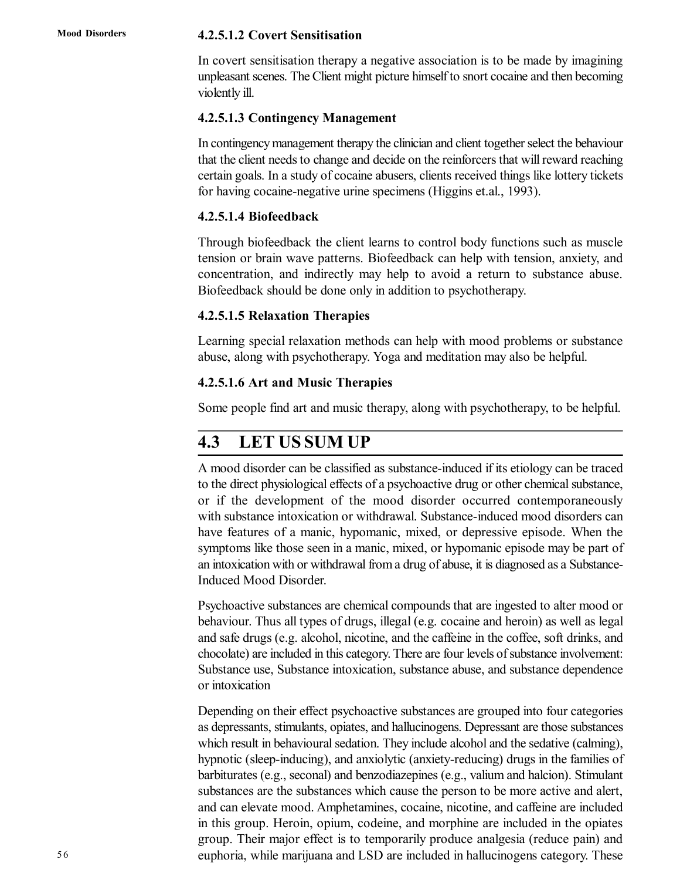#### 4.2.5.1.2 Covert Sensitisation

In covert sensitisation therapy a negative association is to be made by imagining unpleasant scenes. The Client might picture himself to snort cocaine and then becoming violently ill.

#### 4.2.5.1.3 Contingency Management

In contingency management therapy the clinician and client together select the behaviour that the client needs to change and decide on the reinforcers that will reward reaching certain goals. In a study of cocaine abusers, clients received things like lottery tickets for having cocaine-negative urine specimens (Higgins et.al., 1993).

#### 4.2.5.1.4 Biofeedback

Through biofeedback the client learns to control body functions such as muscle tension or brain wave patterns. Biofeedback can help with tension, anxiety, and concentration, and indirectly may help to avoid a return to substance abuse. Biofeedback should be done only in addition to psychotherapy.

#### 4.2.5.1.5 Relaxation Therapies

Learning special relaxation methods can help with mood problems or substance abuse, along with psychotherapy. Yoga and meditation may also be helpful.

#### 4.2.5.1.6 Art and Music Therapies

Some people find art and music therapy, along with psychotherapy, to be helpful.

## 4.3 LET US SUM UP

A mood disorder can be classified as substance-induced if its etiology can be traced to the direct physiological effects of a psychoactive drug or other chemical substance, or if the development of the mood disorder occurred contemporaneously with substance intoxication or withdrawal. Substance-induced mood disorders can have features of a manic, hypomanic, mixed, or depressive episode. When the symptoms like those seen in a manic, mixed, or hypomanic episode may be part of an intoxication with or withdrawal from a drug of abuse, it is diagnosed as a Substance-Induced Mood Disorder.

Psychoactive substances are chemical compounds that are ingested to alter mood or behaviour. Thus all types of drugs, illegal (e.g. cocaine and heroin) as well as legal and safe drugs (e.g. alcohol, nicotine, and the caffeine in the coffee, soft drinks, and chocolate) are included in this category. There are four levels of substance involvement: Substance use, Substance intoxication, substance abuse, and substance dependence or intoxication

Depending on their effect psychoactive substances are grouped into four categories as depressants, stimulants, opiates, and hallucinogens. Depressant are those substances which result in behavioural sedation. They include alcohol and the sedative (calming), hypnotic (sleep-inducing), and anxiolytic (anxiety-reducing) drugs in the families of barbiturates (e.g., seconal) and benzodiazepines (e.g., valium and halcion). Stimulant substances are the substances which cause the person to be more active and alert, and can elevate mood. Amphetamines, cocaine, nicotine, and caffeine are included in this group. Heroin, opium, codeine, and morphine are included in the opiates group. Their major effect is to temporarily produce analgesia (reduce pain) and euphoria, while marijuana and LSD are included in hallucinogens category. These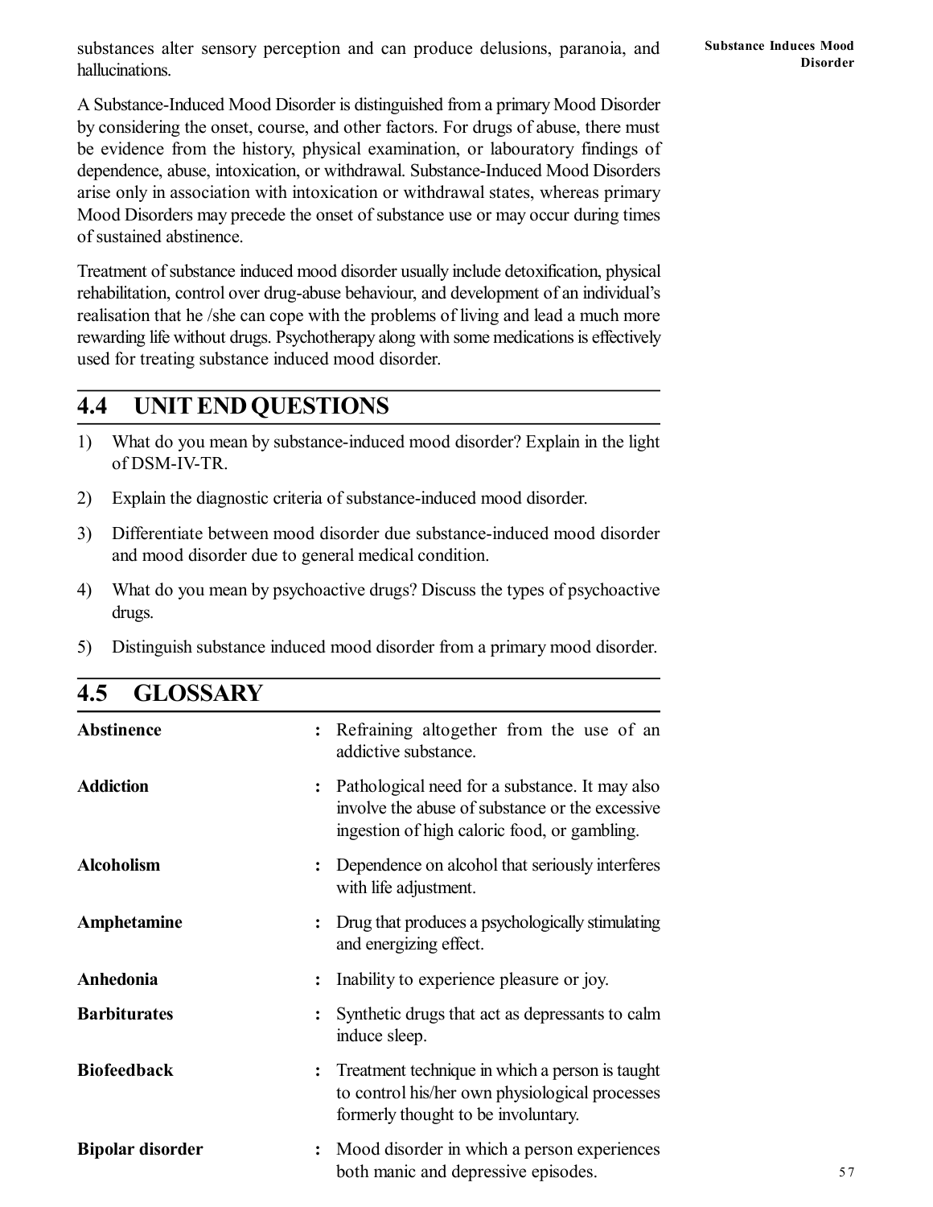substances alter sensory perception and can produce delusions, paranoia, and hallucinations.

A Substance-Induced Mood Disorder is distinguished from a primary Mood Disorder by considering the onset, course, and other factors. For drugs of abuse, there must be evidence from the history, physical examination, or labouratory findings of dependence, abuse, intoxication, or withdrawal. Substance-Induced Mood Disorders arise only in association with intoxication or withdrawal states, whereas primary Mood Disorders may precede the onset of substance use or may occur during times of sustained abstinence.

Treatment of substance induced mood disorder usually include detoxification, physical rehabilitation, control over drug-abuse behaviour, and development of an individual's realisation that he /she can cope with the problems of living and lead a much more rewarding life without drugs. Psychotherapy along with some medications is effectively used for treating substance induced mood disorder.

## 4.4 UNIT END QUESTIONS

1) What do you mean by substance-induced mood disorder? Explain in the light of DSM-IV-TR.
2) Explain the diagnostic criteria of substance-induced mood disorder.
3) Differentiate between mood disorder due substance-induced mood disorder and mood disorder due to general medical condition.
4) What do you mean by psychoactive drugs? Discuss the types of psychoactive drugs.
5) Distinguish substance induced mood disorder from a primary mood disorder.

## 4.5 GLOSSARY

**Abstinence** : Refraining altogether from the use of an addictive substance.

**Addiction** : Pathological need for a substance. It may also involve the abuse of substance or the excessive ingestion of high caloric food, or gambling.

**Alcoholism** : Dependence on alcohol that seriously interferes with life adjustment.

**Amphetamine** : Drug that produces a psychologically stimulating and energizing effect.

**Anhedonia** : Inability to experience pleasure or joy.

**Barbiturates** : Synthetic drugs that act as depressants to calm induce sleep.

**Biofeedback** : Treatment technique in which a person is taught to control his/her own physiological processes formerly thought to be involuntary.

**Bipolar disorder** : Mood disorder in which a person experiences both manic and depressive episodes.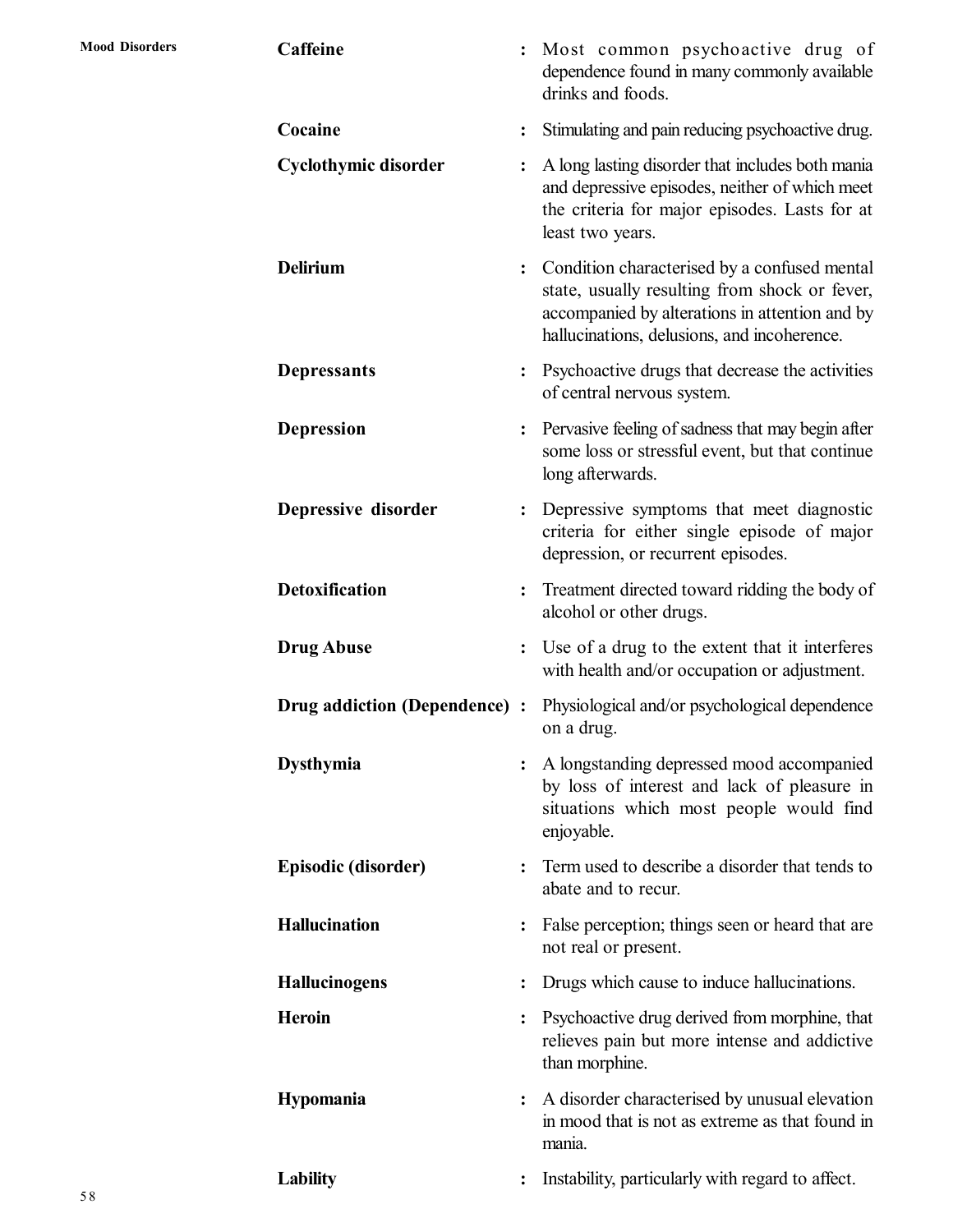**Caffeine** : Most common psychoactive drug of dependence found in many commonly available drinks and foods.

**Cocaine** : Stimulating and pain reducing psychoactive drug.

**Cyclothymic disorder** : A long lasting disorder that includes both mania and depressive episodes, neither of which meet the criteria for major episodes. Lasts for at least two years.

**Delirium** : Condition characterised by a confused mental state, usually resulting from shock or fever, accompanied by alterations in attention and by hallucinations, delusions, and incoherence.

**Depressants** : Psychoactive drugs that decrease the activities of central nervous system.

**Depression** : Pervasive feeling of sadness that may begin after some loss or stressful event, but that continue long afterwards.

**Depressive disorder** : Depressive symptoms that meet diagnostic criteria for either single episode of major depression, or recurrent episodes.

**Detoxification** : Treatment directed toward ridding the body of alcohol or other drugs.

**Drug Abuse** : Use of a drug to the extent that it interferes with health and/or occupation or adjustment.

**Drug addiction (Dependence)** : Physiological and/or psychological dependence on a drug.

**Dysthymia** : A longstanding depressed mood accompanied by loss of interest and lack of pleasure in situations which most people would find enjoyable.

**Episodic (disorder)** : Term used to describe a disorder that tends to abate and to recur.

**Hallucination** : False perception; things seen or heard that are not real or present.

**Hallucinogens** : Drugs which cause to induce hallucinations.

**Heroin** : Psychoactive drug derived from morphine, that relieves pain but more intense and addictive than morphine.

**Hypomania** : A disorder characterised by unusual elevation in mood that is not as extreme as that found in mania.

**Lability** : Instability, particularly with regard to affect.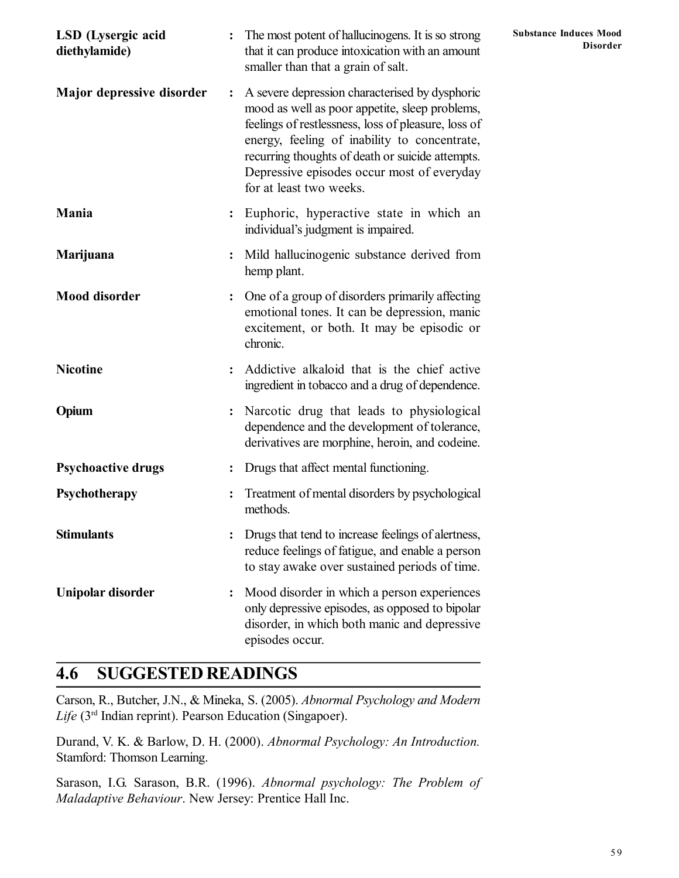**LSD (Lysergic acid diethylamide)** : The most potent of hallucinogens. It is so strong that it can produce intoxication with an amount smaller than that a grain of salt.

**Major depressive disorder** : A severe depression characterised by dysphoric mood as well as poor appetite, sleep problems, feelings of restlessness, loss of pleasure, loss of energy, feeling of inability to concentrate, recurring thoughts of death or suicide attempts. Depressive episodes occur most of everyday for at least two weeks.

**Mania** : Euphoric, hyperactive state in which an individual's judgment is impaired.

**Marijuana** : Mild hallucinogenic substance derived from hemp plant.

**Mood disorder** : One of a group of disorders primarily affecting emotional tones. It can be depression, manic excitement, or both. It may be episodic or chronic.

**Nicotine** : Addictive alkaloid that is the chief active ingredient in tobacco and a drug of dependence.

**Opium** : Narcotic drug that leads to physiological dependence and the development of tolerance, derivatives are morphine, heroin, and codeine.

**Psychoactive drugs** : Drugs that affect mental functioning.

**Psychotherapy** : Treatment of mental disorders by psychological methods.

**Stimulants** : Drugs that tend to increase feelings of alertness, reduce feelings of fatigue, and enable a person to stay awake over sustained periods of time.

**Unipolar disorder** : Mood disorder in which a person experiences only depressive episodes, as opposed to bipolar disorder, in which both manic and depressive episodes occur.

## 4.6 SUGGESTED READINGS

Carson, R., Butcher, J.N., & Mineka, S. (2005). *Abnormal Psychology and Modern Life* (3rd Indian reprint). Pearson Education (Singapoer).

Durand, V. K. & Barlow, D. H. (2000). *Abnormal Psychology: An Introduction.* Stamford: Thomson Learning.

Sarason, I.G. Sarason, B.R. (1996). *Abnormal psychology: The Problem of Maladaptive Behaviour*. New Jersey: Prentice Hall Inc.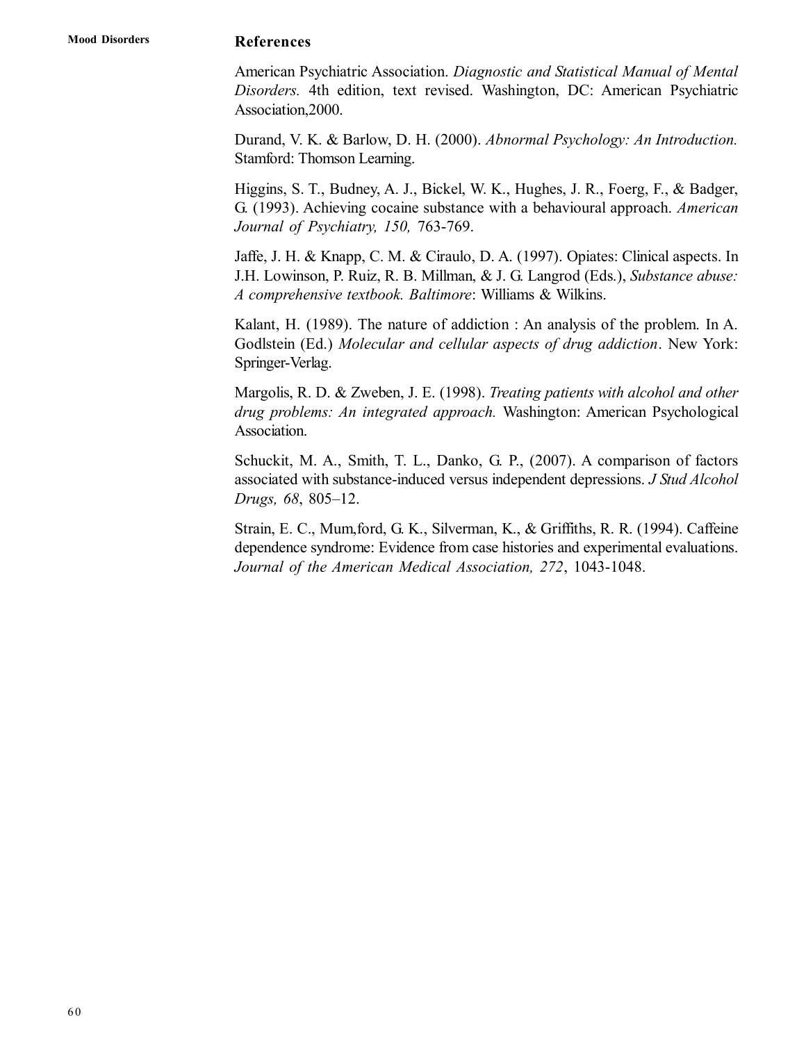## References

American Psychiatric Association. *Diagnostic and Statistical Manual of Mental Disorders.* 4th edition, text revised. Washington, DC: American Psychiatric Association,2000.

Durand, V. K. & Barlow, D. H. (2000). *Abnormal Psychology: An Introduction.* Stamford: Thomson Learning.

Higgins, S. T., Budney, A. J., Bickel, W. K., Hughes, J. R., Foerg, F., & Badger, G. (1993). Achieving cocaine substance with a behavioural approach. *American Journal of Psychiatry, 150,* 763-769.

Jaffe, J. H. & Knapp, C. M. & Ciraulo, D. A. (1997). Opiates: Clinical aspects. In J.H. Lowinson, P. Ruiz, R. B. Millman, & J. G. Langrod (Eds.), *Substance abuse: A comprehensive textbook. Baltimore*: Williams & Wilkins.

Kalant, H. (1989). The nature of addiction : An analysis of the problem. In A. Godlstein (Ed.) *Molecular and cellular aspects of drug addiction*. New York: Springer-Verlag.

Margolis, R. D. & Zweben, J. E. (1998). *Treating patients with alcohol and other drug problems: An integrated approach.* Washington: American Psychological Association.

Schuckit, M. A., Smith, T. L., Danko, G. P., (2007). A comparison of factors associated with substance-induced versus independent depressions. *J Stud Alcohol Drugs, 68*, 805–12.

Strain, E. C., Mum,ford, G. K., Silverman, K., & Griffiths, R. R. (1994). Caffeine dependence syndrome: Evidence from case histories and experimental evaluations. *Journal of the American Medical Association, 272*, 1043-1048.